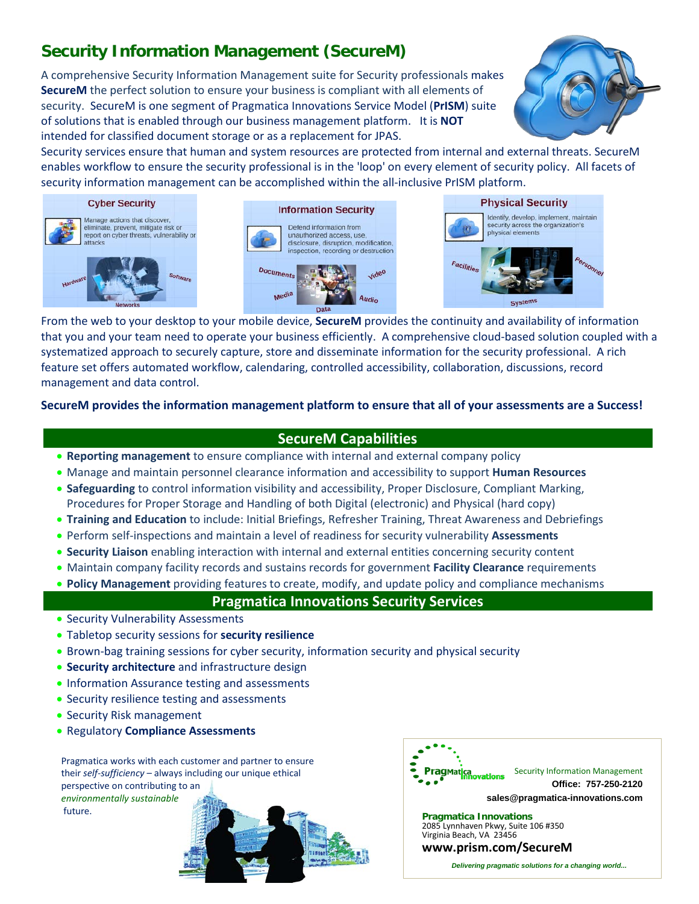# Security Information Management (SecureM)

A comprehensive Security Information Management suite for Security professionals makes **SecureM** the perfect solution to ensure your business is compliant with all elements of security. SecureM is one segment of Pragmatica Innovations Service Model (**PrISM**) suite of solutions that is enabled through our business management platform. It is **NOT** intended for classified document storage or as a replacement for JPAS.

Security services ensure that human and system resources are protected from internal and external threats. SecureM enables workflow to ensure the security professional is in the 'loop' on every element of security policy. All facets of security information management can be accomplished within the all-inclusive PrISM platform.

**Cyber Security**

Manage actions that discover, eliminate, prevent, mitigate risk or report on cyber threats, vulnerability or attacks

Hardware · Software · Networks

**Information Security**

Defend information from unauthorized access, use, disclosure, disruption, modification, inspection, recording or destruction

Documents · Video · Media · Audio · Data

**Physical Security**

Identify, develop, implement, maintain security across the organization's physical elements

Facilities · Personnel · Systems

From the web to your desktop to your mobile device, **SecureM** provides the continuity and availability of information that you and your team need to operate your business efficiently. A comprehensive cloud-based solution coupled with a systematized approach to securely capture, store and disseminate information for the security professional. A rich feature set offers automated workflow, calendaring, controlled accessibility, collaboration, discussions, record management and data control.

**SecureM provides the information management platform to ensure that all of your assessments are a Success!**

## SecureM Capabilities

- **Reporting management** to ensure compliance with internal and external company policy
- Manage and maintain personnel clearance information and accessibility to support **Human Resources**
- **Safeguarding** to control information visibility and accessibility, Proper Disclosure, Compliant Marking, Procedures for Proper Storage and Handling of both Digital (electronic) and Physical (hard copy)
- **Training and Education** to include: Initial Briefings, Refresher Training, Threat Awareness and Debriefings
- Perform self-inspections and maintain a level of readiness for security vulnerability **Assessments**
- **Security Liaison** enabling interaction with internal and external entities concerning security content
- Maintain company facility records and sustains records for government **Facility Clearance** requirements
- **Policy Management** providing features to create, modify, and update policy and compliance mechanisms

## Pragmatica Innovations Security Services

- Security Vulnerability Assessments
- Tabletop security sessions for **security resilience**
- Brown-bag training sessions for cyber security, information security and physical security
- **Security architecture** and infrastructure design
- Information Assurance testing and assessments
- Security resilience testing and assessments
- Security Risk management
- Regulatory **Compliance Assessments**

Pragmatica works with each customer and partner to ensure their *self-sufficiency* – always including our unique ethical perspective on contributing to an *environmentally sustainable* future.

Pragmatica Innovations

Security Information Management

**Office: 757-250-2120**

**sales@pragmatica-innovations.com**

**Pragmatica Innovations**
2085 Lynnhaven Pkwy, Suite 106 #350
Virginia Beach, VA 23456

**www.prism.com/SecureM**

***Delivering pragmatic solutions for a changing world...***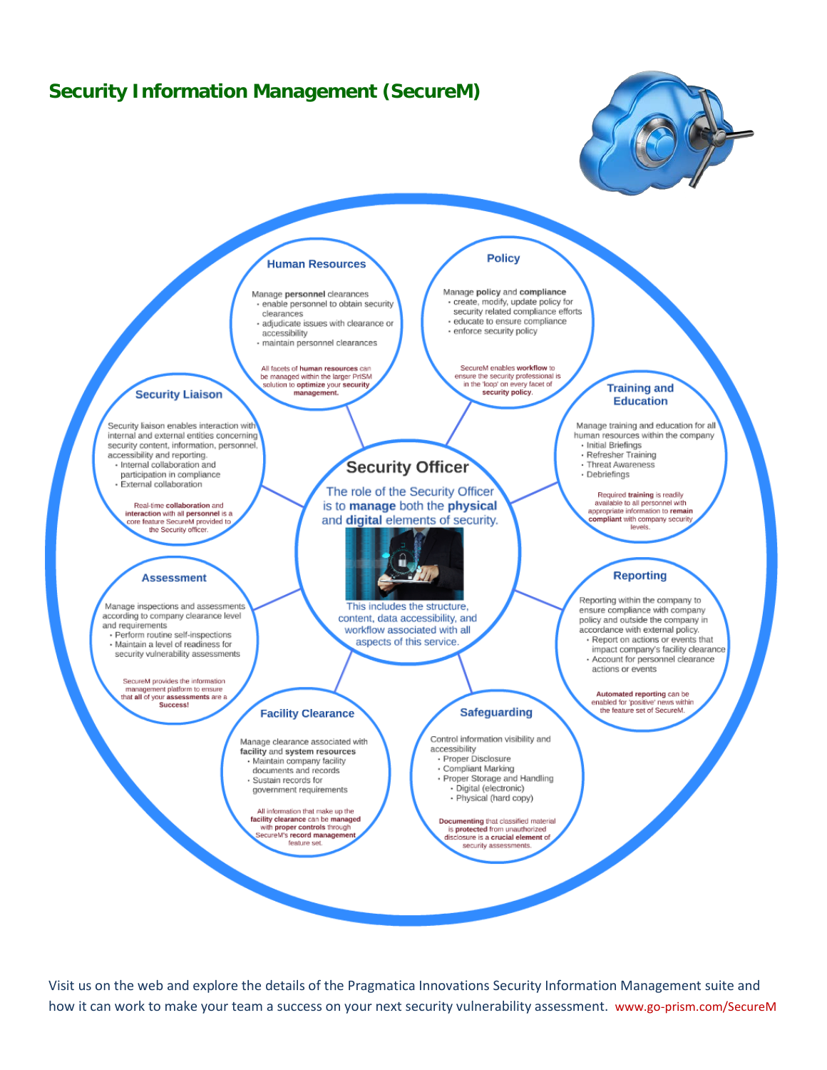# Security Information Management (SecureM)

## Security Officer

The role of the Security Officer is to **manage** both the **physical** and **digital** elements of security.

This includes the structure, content, data accessibility, and workflow associated with all aspects of this service.

### Human Resources

Manage **personnel** clearances

- enable personnel to obtain security clearances
- adjudicate issues with clearance or accessibility
- maintain personnel clearances

All facets of **human resources** can be managed within the larger PrISM solution to **optimize** your **security management.**

### Policy

Manage **policy** and **compliance**

- create, modify, update policy for security related compliance efforts
- educate to ensure compliance
- enforce security policy

SecureM enables **workflow** to ensure the security professional is in the 'loop' on every facet of **security policy.**

### Training and Education

Manage training and education for all human resources within the company

- Initial Briefings
- Refresher Training
- Threat Awareness
- Debriefings

Required **training** is readily available to all personnel with appropriate information to **remain compliant** with company security levels.

### Reporting

Reporting within the company to ensure compliance with company policy and outside the company in accordance with external policy.

- Report on actions or events that impact company's facility clearance
- Account for personnel clearance actions or events

**Automated reporting** can be enabled for 'positive' news within the feature set of SecureM.

### Safeguarding

Control information visibility and accessibility

- Proper Disclosure
- Compliant Marking
- Proper Storage and Handling
  - Digital (electronic)
  - Physical (hard copy)

**Documenting** that classified material is **protected** from unauthorized disclosure is **a crucial element** of security assessments.

### Facility Clearance

Manage clearance associated with **facility** and **system resources**

- Maintain company facility documents and records
- Sustain records for government requirements

All information that make up the **facility clearance** can be **managed** with **proper controls** through SecureM's **record management** feature set.

### Assessment

Manage inspections and assessments according to company clearance level and requirements

- Perform routine self-inspections
- Maintain a level of readiness for security vulnerability assessments

SecureM provides the information management platform to ensure that **all** of your **assessments** are a **Success!**

### Security Liaison

Security liaison enables interaction with internal and external entities concerning security content, information, personnel, accessibility and reporting.

- Internal collaboration and participation in compliance
- External collaboration

Real-time **collaboration** and **interaction** with all **personnel** is a core feature SecureM provided to the Security officer.

Visit us on the web and explore the details of the Pragmatica Innovations Security Information Management suite and how it can work to make your team a success on your next security vulnerability assessment. www.go-prism.com/SecureM